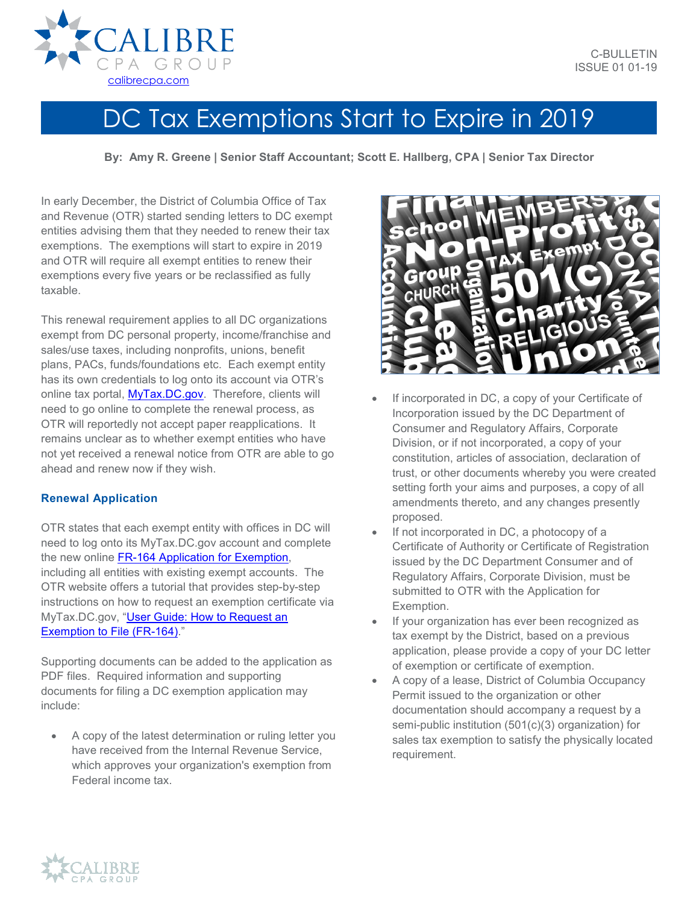# DC Tax Exemptions Start to Expire in 2019

C-BULLETIN
ISSUE 01 01-19

**By: Amy R. Greene | Senior Staff Accountant; Scott E. Hallberg, CPA | Senior Tax Director**

In early December, the District of Columbia Office of Tax and Revenue (OTR) started sending letters to DC exempt entities advising them that they needed to renew their tax exemptions. The exemptions will start to expire in 2019 and OTR will require all exempt entities to renew their exemptions every five years or be reclassified as fully taxable.

This renewal requirement applies to all DC organizations exempt from DC personal property, income/franchise and sales/use taxes, including nonprofits, unions, benefit plans, PACs, funds/foundations etc. Each exempt entity has its own credentials to log onto its account via OTR's online tax portal, MyTax.DC.gov. Therefore, clients will need to go online to complete the renewal process, as OTR will reportedly not accept paper reapplications. It remains unclear as to whether exempt entities who have not yet received a renewal notice from OTR are able to go ahead and renew now if they wish.

### Renewal Application

OTR states that each exempt entity with offices in DC will need to log onto its MyTax.DC.gov account and complete the new online FR-164 Application for Exemption, including all entities with existing exempt accounts. The OTR website offers a tutorial that provides step-by-step instructions on how to request an exemption certificate via MyTax.DC.gov, "User Guide: How to Request an Exemption to File (FR-164)."

Supporting documents can be added to the application as PDF files. Required information and supporting documents for filing a DC exemption application may include:

- A copy of the latest determination or ruling letter you have received from the Internal Revenue Service, which approves your organization's exemption from Federal income tax.
- If incorporated in DC, a copy of your Certificate of Incorporation issued by the DC Department of Consumer and Regulatory Affairs, Corporate Division, or if not incorporated, a copy of your constitution, articles of association, declaration of trust, or other documents whereby you were created setting forth your aims and purposes, a copy of all amendments thereto, and any changes presently proposed.
- If not incorporated in DC, a photocopy of a Certificate of Authority or Certificate of Registration issued by the DC Department Consumer and of Regulatory Affairs, Corporate Division, must be submitted to OTR with the Application for Exemption.
- If your organization has ever been recognized as tax exempt by the District, based on a previous application, please provide a copy of your DC letter of exemption or certificate of exemption.
- A copy of a lease, District of Columbia Occupancy Permit issued to the organization or other documentation should accompany a request by a semi-public institution (501(c)(3) organization) for sales tax exemption to satisfy the physically located requirement.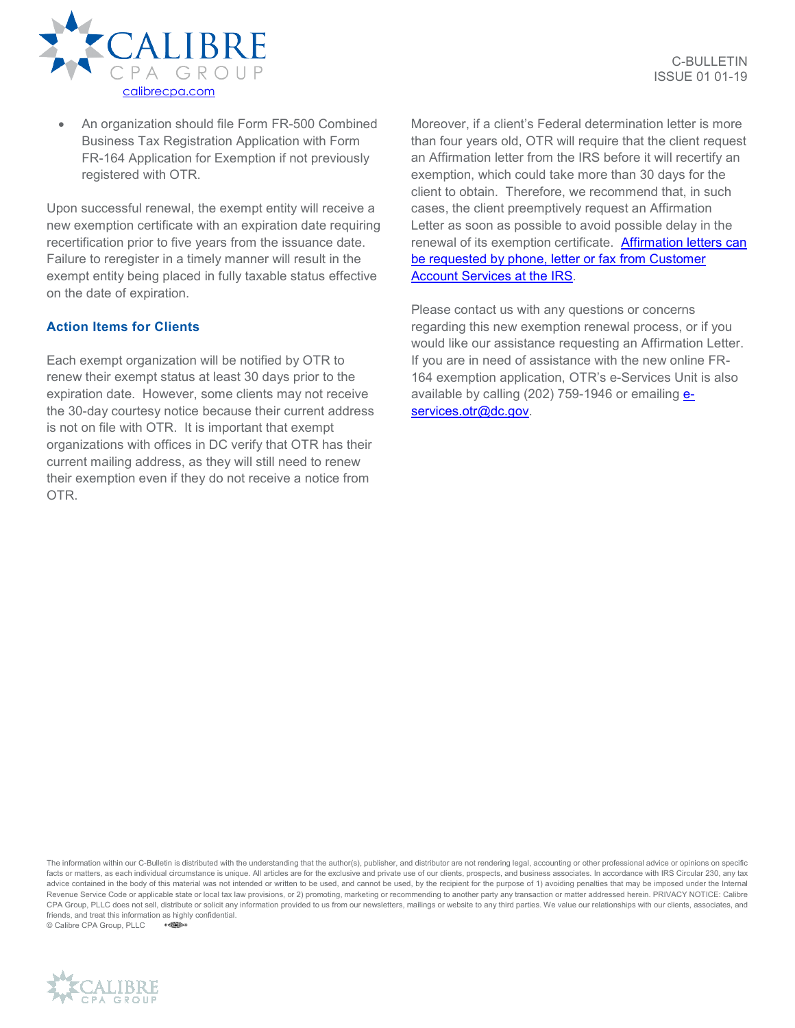- An organization should file Form FR-500 Combined Business Tax Registration Application with Form FR-164 Application for Exemption if not previously registered with OTR.

Upon successful renewal, the exempt entity will receive a new exemption certificate with an expiration date requiring recertification prior to five years from the issuance date. Failure to reregister in a timely manner will result in the exempt entity being placed in fully taxable status effective on the date of expiration.

### Action Items for Clients

Each exempt organization will be notified by OTR to renew their exempt status at least 30 days prior to the expiration date. However, some clients may not receive the 30-day courtesy notice because their current address is not on file with OTR. It is important that exempt organizations with offices in DC verify that OTR has their current mailing address, as they will still need to renew their exemption even if they do not receive a notice from OTR.

Moreover, if a client's Federal determination letter is more than four years old, OTR will require that the client request an Affirmation letter from the IRS before it will recertify an exemption, which could take more than 30 days for the client to obtain. Therefore, we recommend that, in such cases, the client preemptively request an Affirmation Letter as soon as possible to avoid possible delay in the renewal of its exemption certificate. Affirmation letters can be requested by phone, letter or fax from Customer Account Services at the IRS.

Please contact us with any questions or concerns regarding this new exemption renewal process, or if you would like our assistance requesting an Affirmation Letter. If you are in need of assistance with the new online FR-164 exemption application, OTR's e-Services Unit is also available by calling (202) 759-1946 or emailing e-services.otr@dc.gov.

The information within our C-Bulletin is distributed with the understanding that the author(s), publisher, and distributor are not rendering legal, accounting or other professional advice or opinions on specific facts or matters, as each individual circumstance is unique. All articles are for the exclusive and private use of our clients, prospects, and business associates. In accordance with IRS Circular 230, any tax advice contained in the body of this material was not intended or written to be used, and cannot be used, by the recipient for the purpose of 1) avoiding penalties that may be imposed under the Internal Revenue Service Code or applicable state or local tax law provisions, or 2) promoting, marketing or recommending to another party any transaction or matter addressed herein. PRIVACY NOTICE: Calibre CPA Group, PLLC does not sell, distribute or solicit any information provided to us from our newsletters, mailings or website to any third parties. We value our relationships with our clients, associates, and friends, and treat this information as highly confidential.

© Calibre CPA Group, PLLC